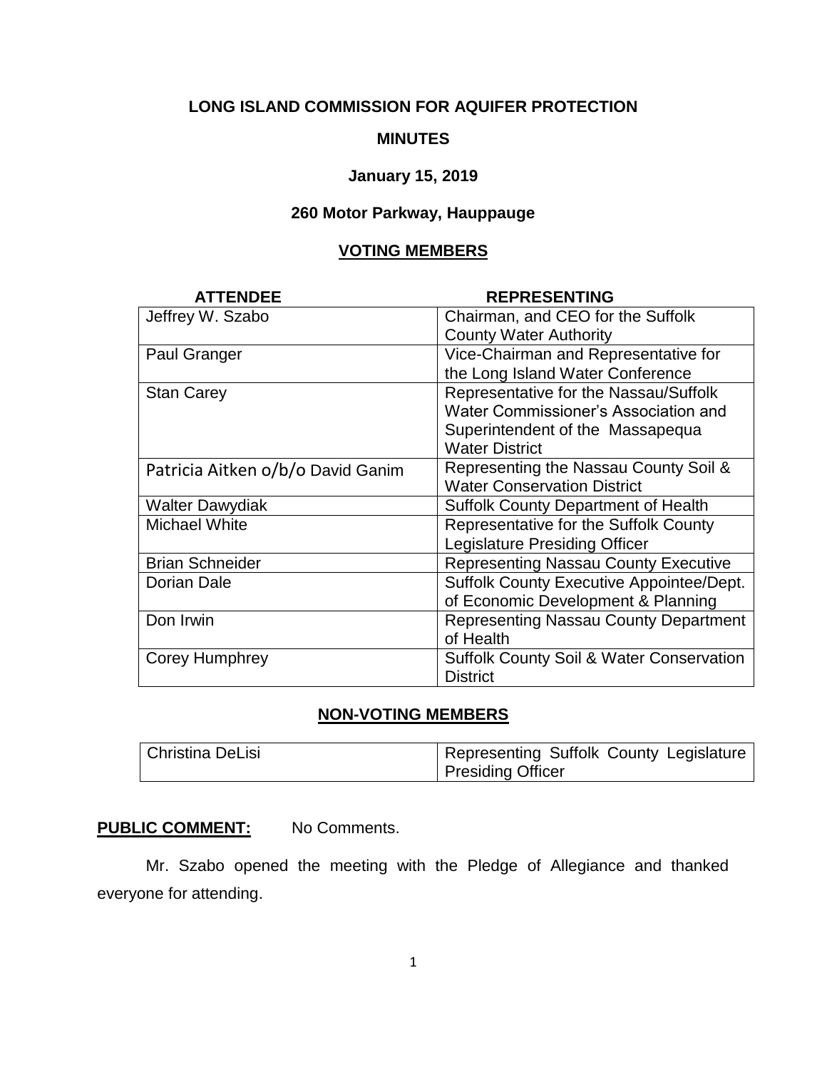# LONG ISLAND COMMISSION FOR AQUIFER PROTECTION

## MINUTES

### January 15, 2019

### 260 Motor Parkway, Hauppauge

### VOTING MEMBERS

| ATTENDEE | REPRESENTING |
|---|---|
| Jeffrey W. Szabo | Chairman, and CEO for the Suffolk County Water Authority |
| Paul Granger | Vice-Chairman and Representative for the Long Island Water Conference |
| Stan Carey | Representative for the Nassau/Suffolk Water Commissioner's Association and Superintendent of the Massapequa Water District |
| Patricia Aitken o/b/o David Ganim | Representing the Nassau County Soil & Water Conservation District |
| Walter Dawydiak | Suffolk County Department of Health |
| Michael White | Representative for the Suffolk County Legislature Presiding Officer |
| Brian Schneider | Representing Nassau County Executive |
| Dorian Dale | Suffolk County Executive Appointee/Dept. of Economic Development & Planning |
| Don Irwin | Representing Nassau County Department of Health |
| Corey Humphrey | Suffolk County Soil & Water Conservation District |

### NON-VOTING MEMBERS

| | |
|---|---|
| Christina DeLisi | Representing Suffolk County Legislature Presiding Officer |

**PUBLIC COMMENT:** No Comments.

Mr. Szabo opened the meeting with the Pledge of Allegiance and thanked everyone for attending.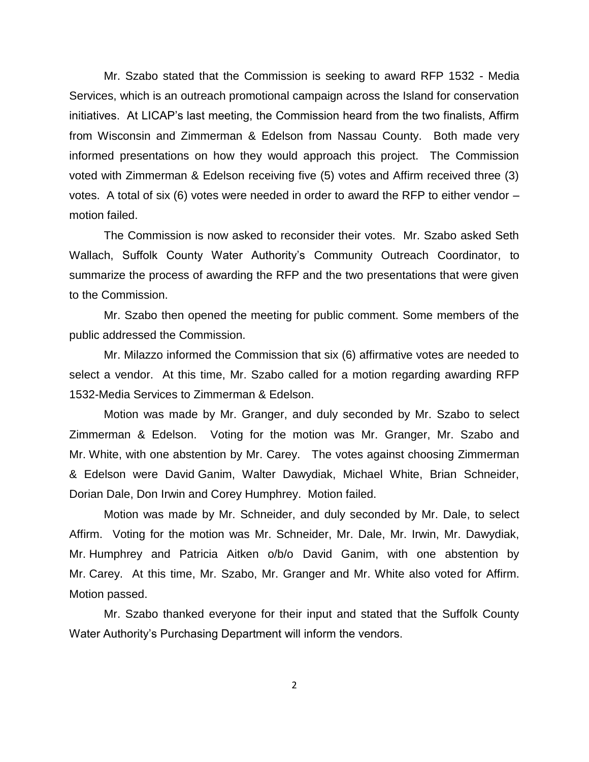Mr. Szabo stated that the Commission is seeking to award RFP 1532 - Media Services, which is an outreach promotional campaign across the Island for conservation initiatives. At LICAP's last meeting, the Commission heard from the two finalists, Affirm from Wisconsin and Zimmerman & Edelson from Nassau County. Both made very informed presentations on how they would approach this project. The Commission voted with Zimmerman & Edelson receiving five (5) votes and Affirm received three (3) votes. A total of six (6) votes were needed in order to award the RFP to either vendor – motion failed.

The Commission is now asked to reconsider their votes. Mr. Szabo asked Seth Wallach, Suffolk County Water Authority's Community Outreach Coordinator, to summarize the process of awarding the RFP and the two presentations that were given to the Commission.

Mr. Szabo then opened the meeting for public comment. Some members of the public addressed the Commission.

Mr. Milazzo informed the Commission that six (6) affirmative votes are needed to select a vendor. At this time, Mr. Szabo called for a motion regarding awarding RFP 1532-Media Services to Zimmerman & Edelson.

Motion was made by Mr. Granger, and duly seconded by Mr. Szabo to select Zimmerman & Edelson. Voting for the motion was Mr. Granger, Mr. Szabo and Mr. White, with one abstention by Mr. Carey. The votes against choosing Zimmerman & Edelson were David Ganim, Walter Dawydiak, Michael White, Brian Schneider, Dorian Dale, Don Irwin and Corey Humphrey. Motion failed.

Motion was made by Mr. Schneider, and duly seconded by Mr. Dale, to select Affirm. Voting for the motion was Mr. Schneider, Mr. Dale, Mr. Irwin, Mr. Dawydiak, Mr. Humphrey and Patricia Aitken o/b/o David Ganim, with one abstention by Mr. Carey. At this time, Mr. Szabo, Mr. Granger and Mr. White also voted for Affirm. Motion passed.

Mr. Szabo thanked everyone for their input and stated that the Suffolk County Water Authority's Purchasing Department will inform the vendors.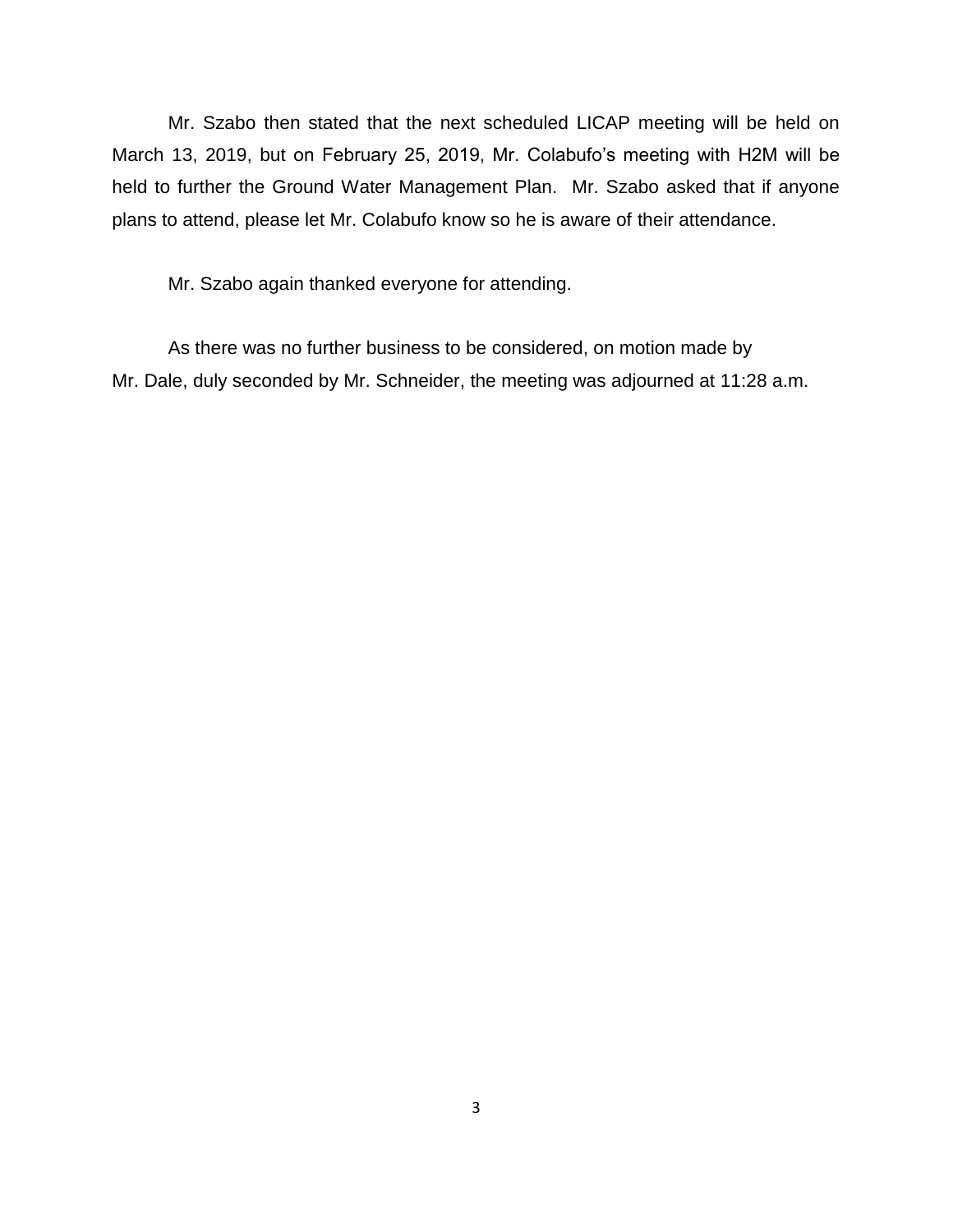Mr. Szabo then stated that the next scheduled LICAP meeting will be held on March 13, 2019, but on February 25, 2019, Mr. Colabufo's meeting with H2M will be held to further the Ground Water Management Plan. Mr. Szabo asked that if anyone plans to attend, please let Mr. Colabufo know so he is aware of their attendance.

Mr. Szabo again thanked everyone for attending.

As there was no further business to be considered, on motion made by Mr. Dale, duly seconded by Mr. Schneider, the meeting was adjourned at 11:28 a.m.